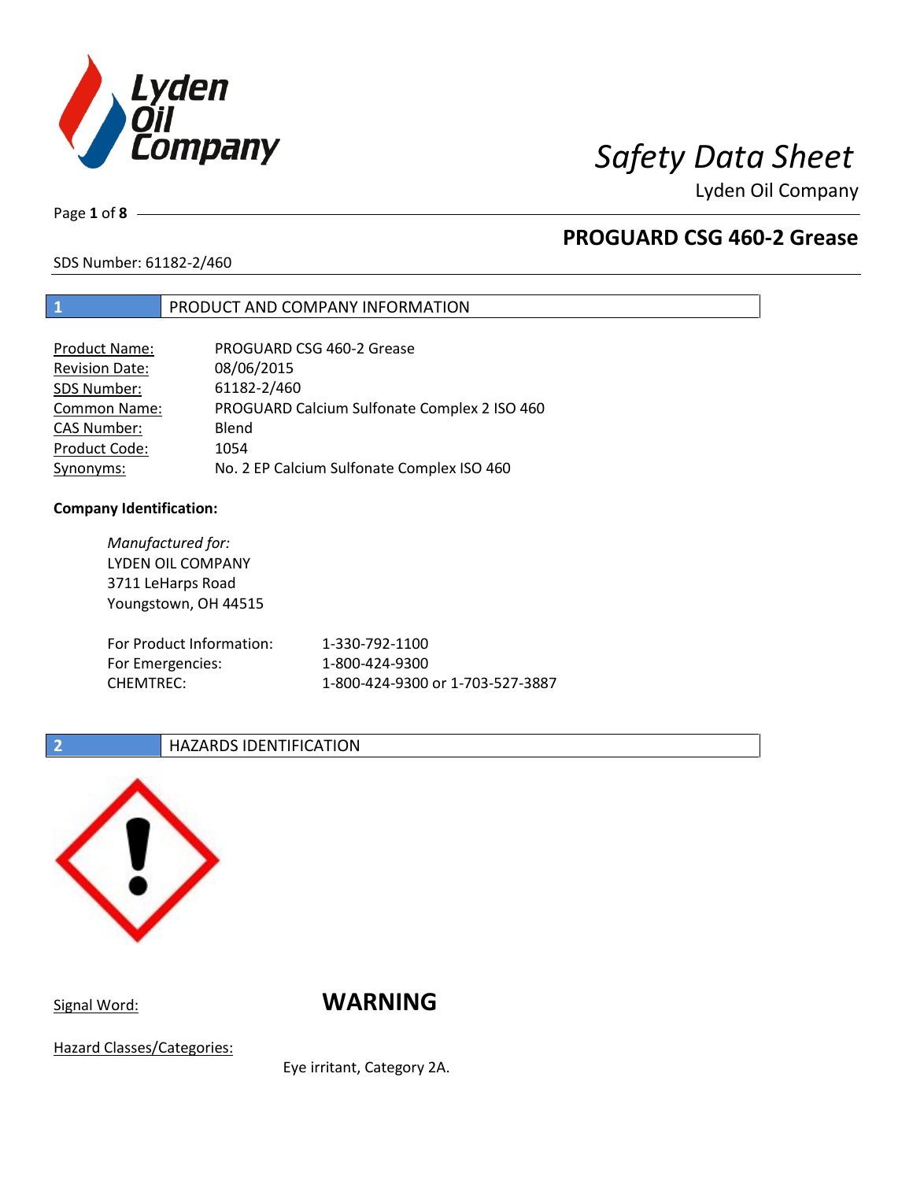# Safety Data Sheet

Lyden Oil Company

## PROGUARD CSG 460-2 Grease

SDS Number: 61182-2/460

## 1 PRODUCT AND COMPANY INFORMATION

| | |
|---|---|
| Product Name: | PROGUARD CSG 460-2 Grease |
| Revision Date: | 08/06/2015 |
| SDS Number: | 61182-2/460 |
| Common Name: | PROGUARD Calcium Sulfonate Complex 2 ISO 460 |
| CAS Number: | Blend |
| Product Code: | 1054 |
| Synonyms: | No. 2 EP Calcium Sulfonate Complex ISO 460 |

**Company Identification:**

*Manufactured for:*
LYDEN OIL COMPANY
3711 LeHarps Road
Youngstown, OH 44515

| | |
|---|---|
| For Product Information: | 1-330-792-1100 |
| For Emergencies: | 1-800-424-9300 |
| CHEMTREC: | 1-800-424-9300 or 1-703-527-3887 |

## 2 HAZARDS IDENTIFICATION

Signal Word: **WARNING**

Hazard Classes/Categories:

Eye irritant, Category 2A.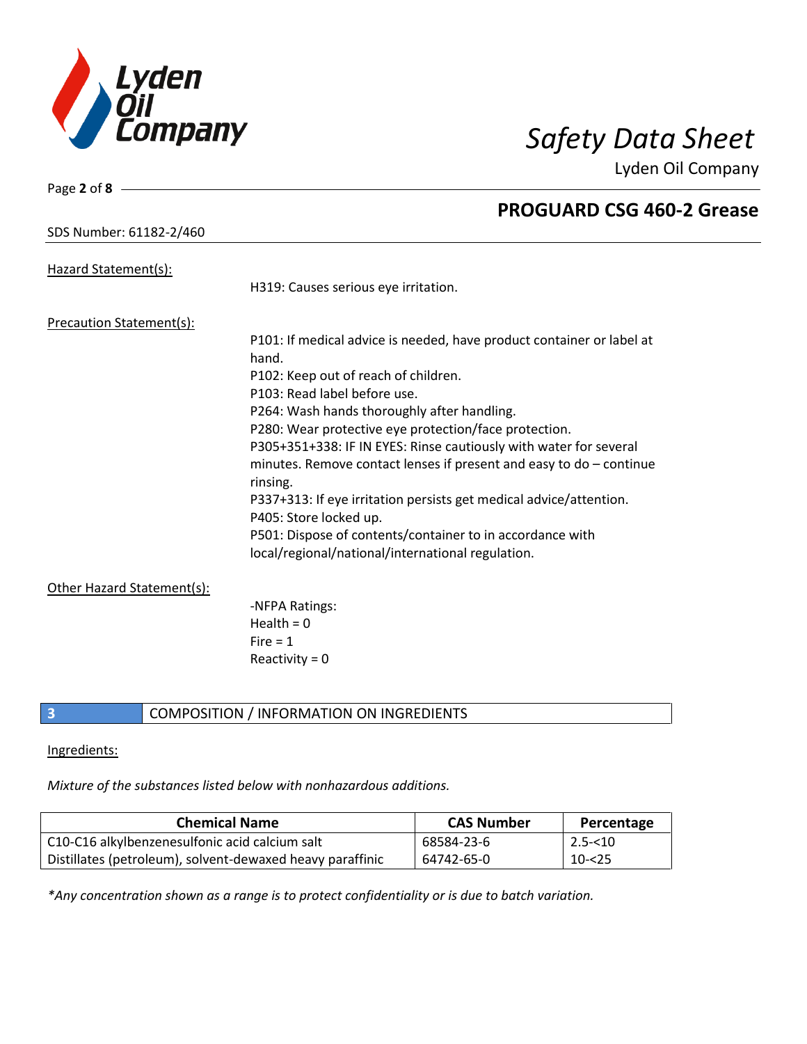Hazard Statement(s):

H319: Causes serious eye irritation.

Precaution Statement(s):

P101: If medical advice is needed, have product container or label at hand.
P102: Keep out of reach of children.
P103: Read label before use.
P264: Wash hands thoroughly after handling.
P280: Wear protective eye protection/face protection.
P305+351+338: IF IN EYES: Rinse cautiously with water for several minutes. Remove contact lenses if present and easy to do – continue rinsing.
P337+313: If eye irritation persists get medical advice/attention.
P405: Store locked up.
P501: Dispose of contents/container to in accordance with local/regional/national/international regulation.

Other Hazard Statement(s):

-NFPA Ratings:
Health = 0
Fire = 1
Reactivity = 0

## 3 COMPOSITION / INFORMATION ON INGREDIENTS

Ingredients:

*Mixture of the substances listed below with nonhazardous additions.*

| Chemical Name | CAS Number | Percentage |
|---|---|---|
| C10-C16 alkylbenzenesulfonic acid calcium salt | 68584-23-6 | 2.5-<10 |
| Distillates (petroleum), solvent-dewaxed heavy paraffinic | 64742-65-0 | 10-<25 |

*\*Any concentration shown as a range is to protect confidentiality or is due to batch variation.*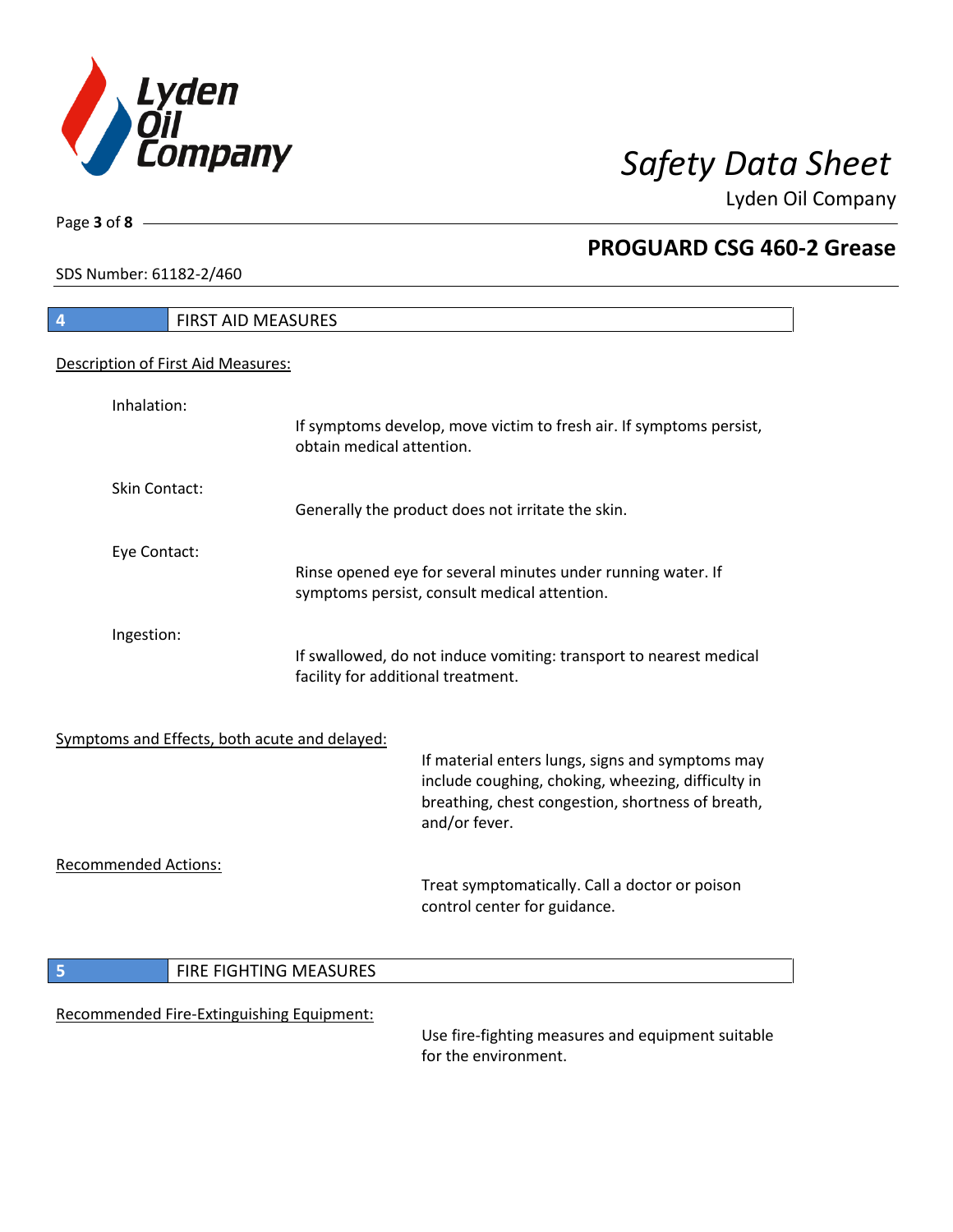## 4 FIRST AID MEASURES

Description of First Aid Measures:

Inhalation:
If symptoms develop, move victim to fresh air. If symptoms persist, obtain medical attention.

Skin Contact:
Generally the product does not irritate the skin.

Eye Contact:
Rinse opened eye for several minutes under running water. If symptoms persist, consult medical attention.

Ingestion:
If swallowed, do not induce vomiting: transport to nearest medical facility for additional treatment.

Symptoms and Effects, both acute and delayed:
If material enters lungs, signs and symptoms may include coughing, choking, wheezing, difficulty in breathing, chest congestion, shortness of breath, and/or fever.

Recommended Actions:
Treat symptomatically. Call a doctor or poison control center for guidance.

## 5 FIRE FIGHTING MEASURES

Recommended Fire-Extinguishing Equipment:
Use fire-fighting measures and equipment suitable for the environment.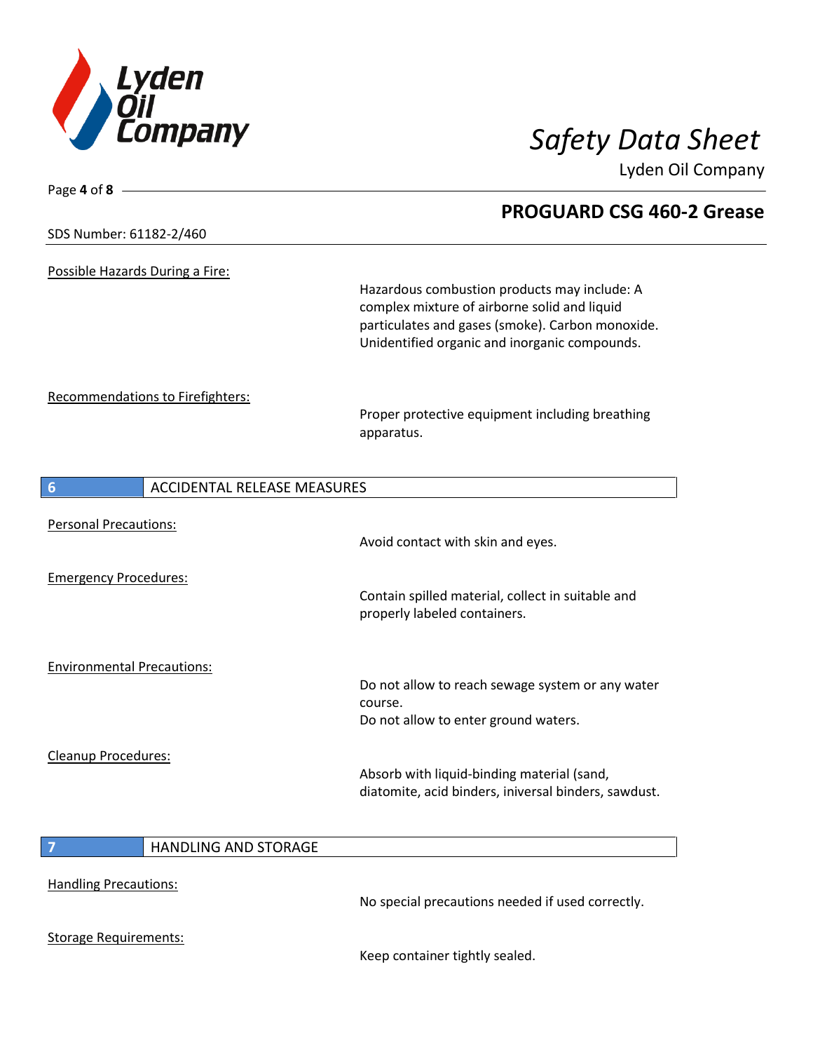Possible Hazards During a Fire:

Hazardous combustion products may include: A complex mixture of airborne solid and liquid particulates and gases (smoke). Carbon monoxide. Unidentified organic and inorganic compounds.

Recommendations to Firefighters:

Proper protective equipment including breathing apparatus.

## 6 ACCIDENTAL RELEASE MEASURES

Personal Precautions:

Avoid contact with skin and eyes.

Emergency Procedures:

Contain spilled material, collect in suitable and properly labeled containers.

Environmental Precautions:

Do not allow to reach sewage system or any water course.
Do not allow to enter ground waters.

Cleanup Procedures:

Absorb with liquid-binding material (sand, diatomite, acid binders, iniversal binders, sawdust.

## 7 HANDLING AND STORAGE

Handling Precautions:

No special precautions needed if used correctly.

Storage Requirements:

Keep container tightly sealed.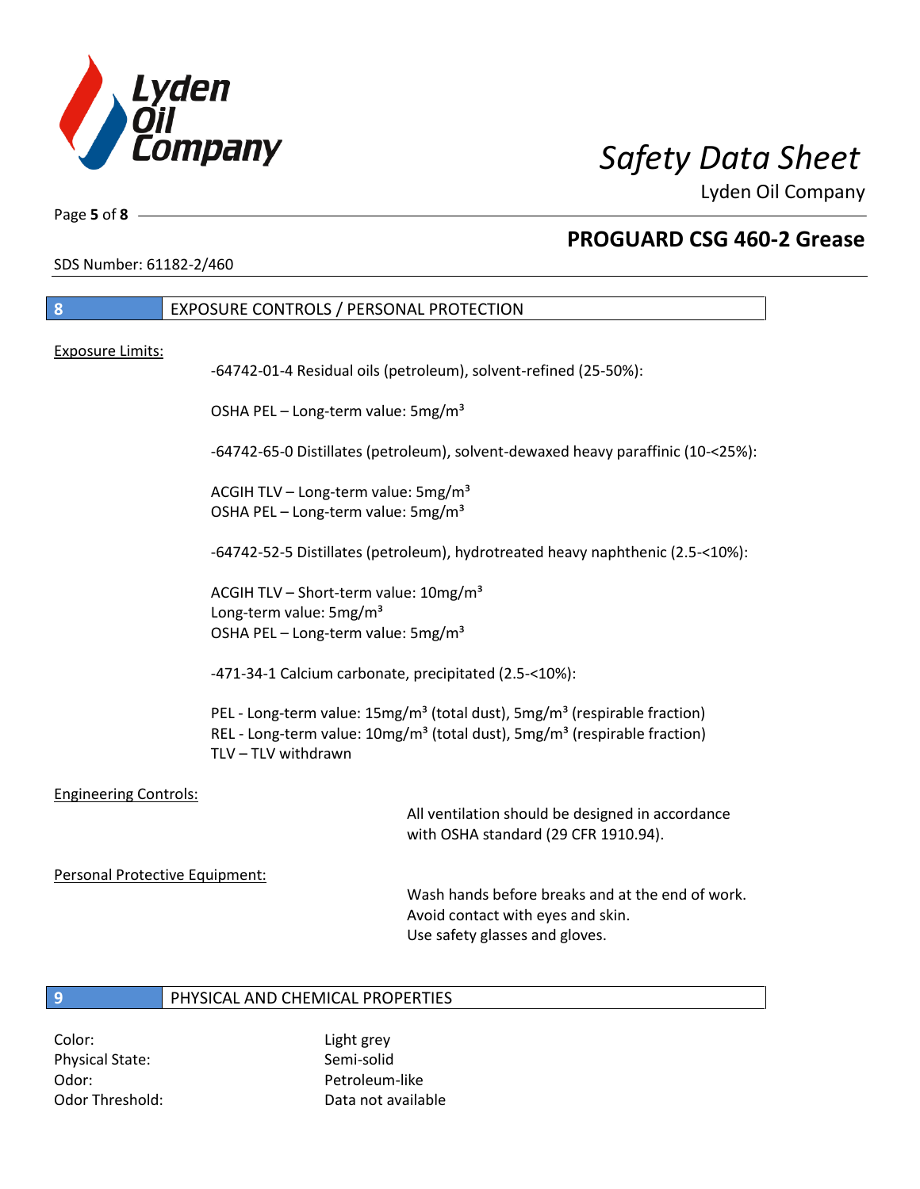## 8 EXPOSURE CONTROLS / PERSONAL PROTECTION

Exposure Limits:

-64742-01-4 Residual oils (petroleum), solvent-refined (25-50%):

OSHA PEL – Long-term value: 5mg/m³

-64742-65-0 Distillates (petroleum), solvent-dewaxed heavy paraffinic (10-<25%):

ACGIH TLV – Long-term value: 5mg/m³
OSHA PEL – Long-term value: 5mg/m³

-64742-52-5 Distillates (petroleum), hydrotreated heavy naphthenic (2.5-<10%):

ACGIH TLV – Short-term value: 10mg/m³
Long-term value: 5mg/m³
OSHA PEL – Long-term value: 5mg/m³

-471-34-1 Calcium carbonate, precipitated (2.5-<10%):

PEL - Long-term value: 15mg/m³ (total dust), 5mg/m³ (respirable fraction)
REL - Long-term value: 10mg/m³ (total dust), 5mg/m³ (respirable fraction)
TLV – TLV withdrawn

Engineering Controls:

All ventilation should be designed in accordance with OSHA standard (29 CFR 1910.94).

Personal Protective Equipment:

Wash hands before breaks and at the end of work.
Avoid contact with eyes and skin.
Use safety glasses and gloves.

## 9 PHYSICAL AND CHEMICAL PROPERTIES

| | |
|---|---|
| Color: | Light grey |
| Physical State: | Semi-solid |
| Odor: | Petroleum-like |
| Odor Threshold: | Data not available |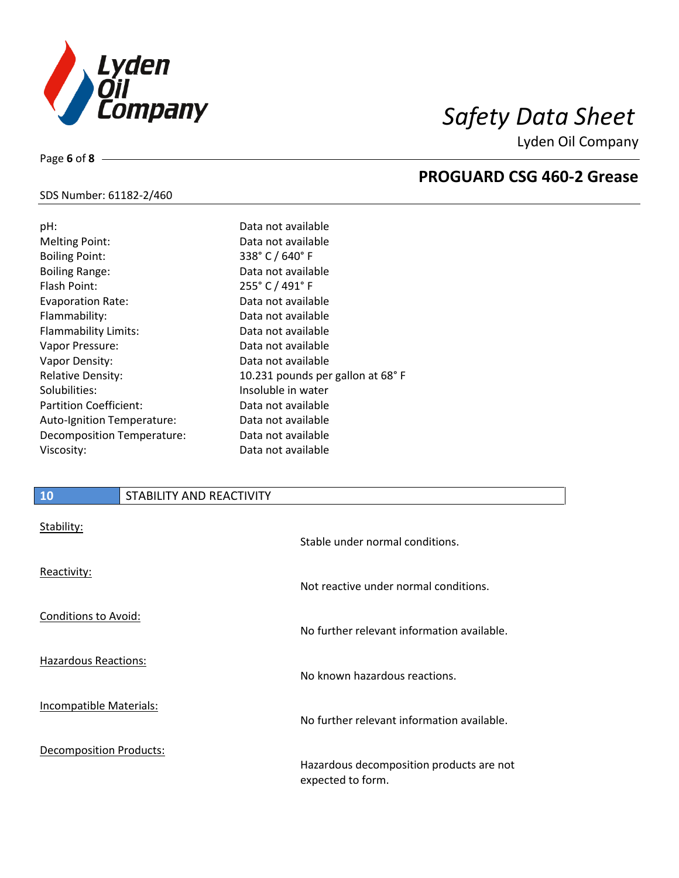| | |
|---|---|
| pH: | Data not available |
| Melting Point: | Data not available |
| Boiling Point: | 338° C / 640° F |
| Boiling Range: | Data not available |
| Flash Point: | 255° C / 491° F |
| Evaporation Rate: | Data not available |
| Flammability: | Data not available |
| Flammability Limits: | Data not available |
| Vapor Pressure: | Data not available |
| Vapor Density: | Data not available |
| Relative Density: | 10.231 pounds per gallon at 68° F |
| Solubilities: | Insoluble in water |
| Partition Coefficient: | Data not available |
| Auto-Ignition Temperature: | Data not available |
| Decomposition Temperature: | Data not available |
| Viscosity: | Data not available |

## 10 STABILITY AND REACTIVITY

| | |
|---|---|
| Stability: | Stable under normal conditions. |
| Reactivity: | Not reactive under normal conditions. |
| Conditions to Avoid: | No further relevant information available. |
| Hazardous Reactions: | No known hazardous reactions. |
| Incompatible Materials: | No further relevant information available. |
| Decomposition Products: | Hazardous decomposition products are not expected to form. |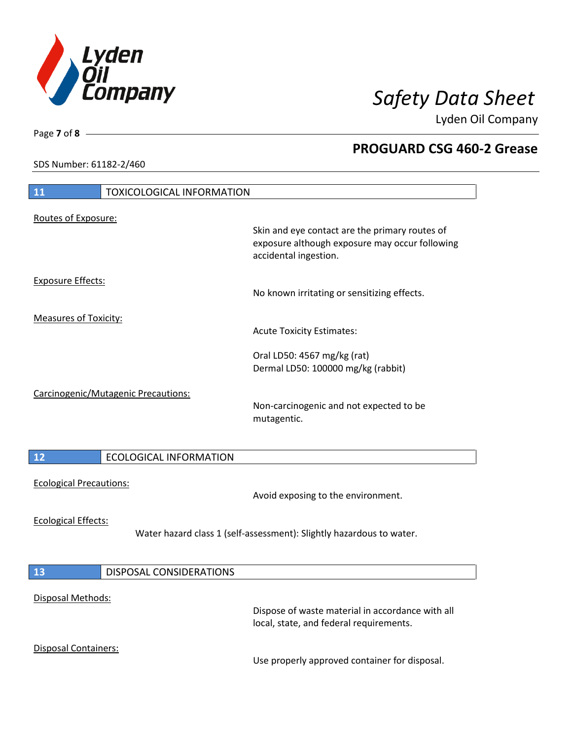**PROGUARD CSG 460-2 Grease**

SDS Number: 61182-2/460

## 11 TOXICOLOGICAL INFORMATION

Routes of Exposure:

Skin and eye contact are the primary routes of exposure although exposure may occur following accidental ingestion.

Exposure Effects:

No known irritating or sensitizing effects.

Measures of Toxicity:

Acute Toxicity Estimates:

Oral LD50: 4567 mg/kg (rat)
Dermal LD50: 100000 mg/kg (rabbit)

Carcinogenic/Mutagenic Precautions:

Non-carcinogenic and not expected to be mutagentic.

## 12 ECOLOGICAL INFORMATION

Ecological Precautions:

Avoid exposing to the environment.

Ecological Effects:

Water hazard class 1 (self-assessment): Slightly hazardous to water.

## 13 DISPOSAL CONSIDERATIONS

Disposal Methods:

Dispose of waste material in accordance with all local, state, and federal requirements.

Disposal Containers:

Use properly approved container for disposal.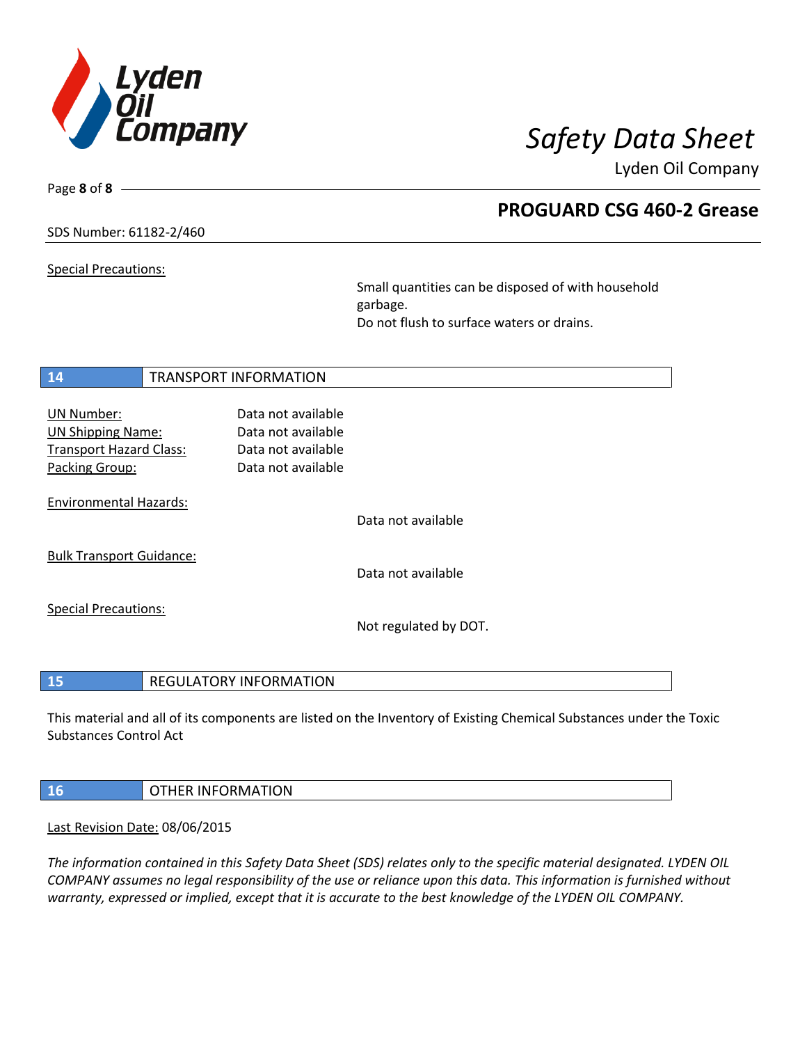Special Precautions:

Small quantities can be disposed of with household garbage.
Do not flush to surface waters or drains.

## 14 TRANSPORT INFORMATION

| | |
|---|---|
| UN Number: | Data not available |
| UN Shipping Name: | Data not available |
| Transport Hazard Class: | Data not available |
| Packing Group: | Data not available |

Environmental Hazards:

Data not available

Bulk Transport Guidance:

Data not available

Special Precautions:

Not regulated by DOT.

## 15 REGULATORY INFORMATION

This material and all of its components are listed on the Inventory of Existing Chemical Substances under the Toxic Substances Control Act

## 16 OTHER INFORMATION

Last Revision Date: 08/06/2015

*The information contained in this Safety Data Sheet (SDS) relates only to the specific material designated. LYDEN OIL COMPANY assumes no legal responsibility of the use or reliance upon this data. This information is furnished without warranty, expressed or implied, except that it is accurate to the best knowledge of the LYDEN OIL COMPANY.*